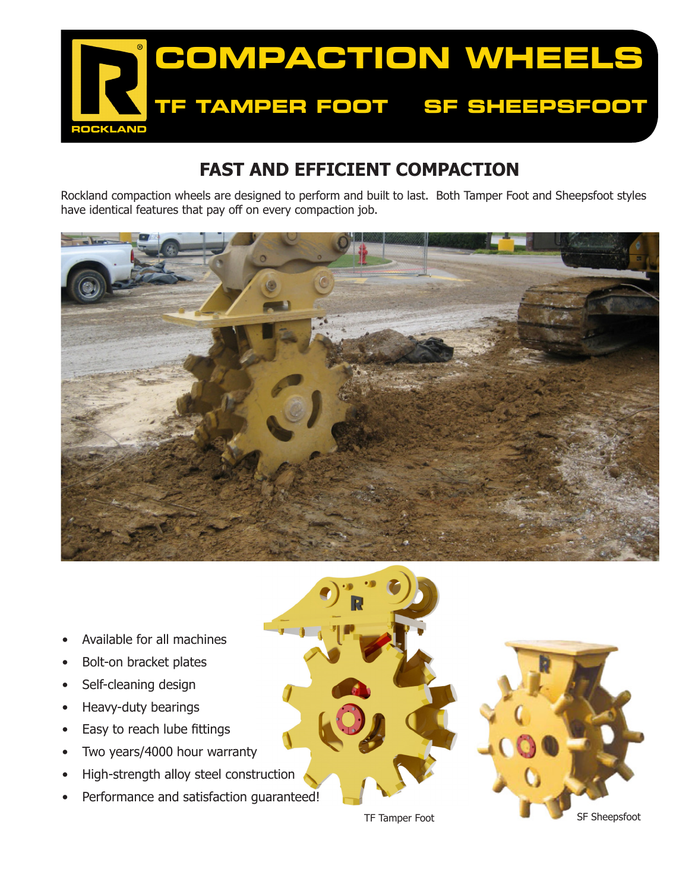# COMPACTION WHEELS

## TF TAMPER FOOT    SF SHEEPSFOOT

ROCKLAND

## FAST AND EFFICIENT COMPACTION

Rockland compaction wheels are designed to perform and built to last. Both Tamper Foot and Sheepsfoot styles have identical features that pay off on every compaction job.

- Available for all machines
- Bolt-on bracket plates
- Self-cleaning design
- Heavy-duty bearings
- Easy to reach lube fittings
- Two years/4000 hour warranty
- High-strength alloy steel construction
- Performance and satisfaction guaranteed!

TF Tamper Foot

SF Sheepsfoot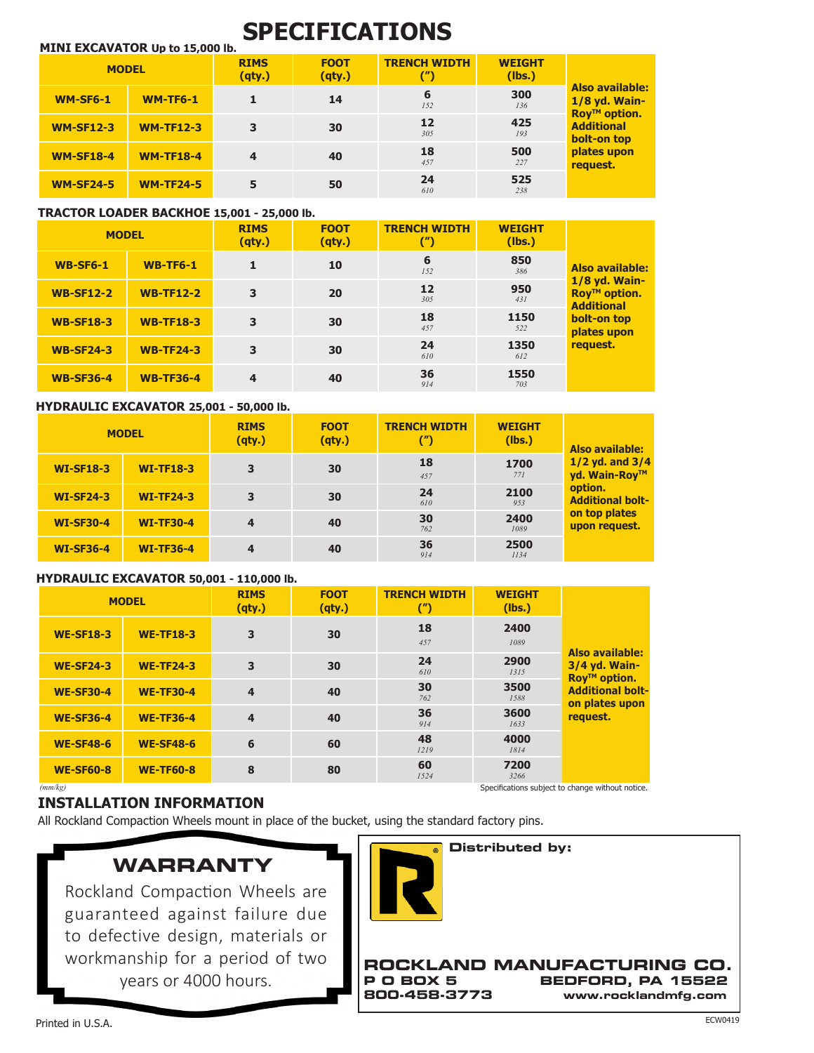# SPECIFICATIONS

**MINI EXCAVATOR Up to 15,000 lb.**

| MODEL | | RIMS (qty.) | FOOT (qty.) | TRENCH WIDTH (") | WEIGHT (lbs.) | |
|---|---|---|---|---|---|---|
| WM-SF6-1 | WM-TF6-1 | 1 | 14 | 6 *152* | 300 *136* | Also available: 1/8 yd. Wain-Roy™ option. Additional bolt-on top plates upon request. |
| WM-SF12-3 | WM-TF12-3 | 3 | 30 | 12 *305* | 425 *193* | |
| WM-SF18-4 | WM-TF18-4 | 4 | 40 | 18 *457* | 500 *227* | |
| WM-SF24-5 | WM-TF24-5 | 5 | 50 | 24 *610* | 525 *238* | |

**TRACTOR LOADER BACKHOE 15,001 - 25,000 lb.**

| MODEL | | RIMS (qty.) | FOOT (qty.) | TRENCH WIDTH (") | WEIGHT (lbs.) | |
|---|---|---|---|---|---|---|
| WB-SF6-1 | WB-TF6-1 | 1 | 10 | 6 *152* | 850 *386* | Also available: 1/8 yd. Wain-Roy™ option. Additional bolt-on top plates upon request. |
| WB-SF12-2 | WB-TF12-2 | 3 | 20 | 12 *305* | 950 *431* | |
| WB-SF18-3 | WB-TF18-3 | 3 | 30 | 18 *457* | 1150 *522* | |
| WB-SF24-3 | WB-TF24-3 | 3 | 30 | 24 *610* | 1350 *612* | |
| WB-SF36-4 | WB-TF36-4 | 4 | 40 | 36 *914* | 1550 *703* | |

**HYDRAULIC EXCAVATOR 25,001 - 50,000 lb.**

| MODEL | | RIMS (qty.) | FOOT (qty.) | TRENCH WIDTH (") | WEIGHT (lbs.) | |
|---|---|---|---|---|---|---|
| WI-SF18-3 | WI-TF18-3 | 3 | 30 | 18 *457* | 1700 *771* | Also available: 1/2 yd. and 3/4 yd. Wain-Roy™ option. Additional bolt-on top plates upon request. |
| WI-SF24-3 | WI-TF24-3 | 3 | 30 | 24 *610* | 2100 *953* | |
| WI-SF30-4 | WI-TF30-4 | 4 | 40 | 30 *762* | 2400 *1089* | |
| WI-SF36-4 | WI-TF36-4 | 4 | 40 | 36 *914* | 2500 *1134* | |

**HYDRAULIC EXCAVATOR 50,001 - 110,000 lb.**

| MODEL | | RIMS (qty.) | FOOT (qty.) | TRENCH WIDTH (") | WEIGHT (lbs.) | |
|---|---|---|---|---|---|---|
| WE-SF18-3 | WE-TF18-3 | 3 | 30 | 18 *457* | 2400 *1089* | Also available: 3/4 yd. Wain-Roy™ option. Additional bolt-on plates upon request. |
| WE-SF24-3 | WE-TF24-3 | 3 | 30 | 24 *610* | 2900 *1315* | |
| WE-SF30-4 | WE-TF30-4 | 4 | 40 | 30 *762* | 3500 *1588* | |
| WE-SF36-4 | WE-TF36-4 | 4 | 40 | 36 *914* | 3600 *1633* | |
| WE-SF48-6 | WE-SF48-6 | 6 | 60 | 48 *1219* | 4000 *1814* | |
| WE-SF60-8 | WE-TF60-8 | 8 | 80 | 60 *1524* | 7200 *3266* | |

*(mm/kg)*

Specifications subject to change without notice.

## INSTALLATION INFORMATION

All Rockland Compaction Wheels mount in place of the bucket, using the standard factory pins.

## WARRANTY

Rockland Compaction Wheels are guaranteed against failure due to defective design, materials or workmanship for a period of two years or 4000 hours.

**Distributed by:**

**ROCKLAND MANUFACTURING CO.**
**P O BOX 5** **BEDFORD, PA 15522**
**800-458-3773** **www.rocklandmfg.com**

Printed in U.S.A.

ECW0419